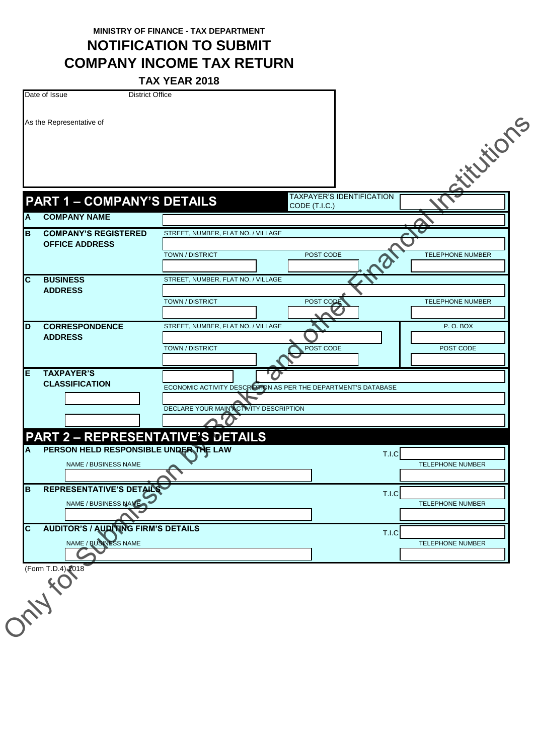MINISTRY OF FINANCE - TAX DEPARTMENT

# NOTIFICATION TO SUBMIT COMPANY INCOME TAX RETURN

**TAX YEAR 2018**

| Date of Issue | District Office |
|---|---|
| As the Representative of | |

## PART 1 – COMPANY'S DETAILS

TAXPAYER'S IDENTIFICATION CODE (T.I.C.)

| | | | | |
|---|---|---|---|---|
| **A** | **COMPANY NAME** | | | |
| **B** | **COMPANY'S REGISTERED OFFICE ADDRESS** | STREET, NUMBER, FLAT NO. / VILLAGE | | |
| | | TOWN / DISTRICT | POST CODE | TELEPHONE NUMBER |
| **C** | **BUSINESS ADDRESS** | STREET, NUMBER, FLAT NO. / VILLAGE | | |
| | | TOWN / DISTRICT | POST CODE | TELEPHONE NUMBER |
| **D** | **CORRESPONDENCE ADDRESS** | STREET, NUMBER, FLAT NO. / VILLAGE | | P. O. BOX |
| | | TOWN / DISTRICT | POST CODE | POST CODE |
| **E** | **TAXPAYER'S CLASSIFICATION** | ECONOMIC ACTIVITY DESCRIPTION AS PER THE DEPARTMENT'S DATABASE | | |
| | | DECLARE YOUR MAIN ACTIVITY DESCRIPTION | | |

## PART 2 – REPRESENTATIVE'S DETAILS

| | | | |
|---|---|---|---|
| **A** | **PERSON HELD RESPONSIBLE UNDER THE LAW** | T.I.C | |
| | NAME / BUSINESS NAME | | TELEPHONE NUMBER |
| **B** | **REPRESENTATIVE'S DETAILS** | T.I.C | |
| | NAME / BUSINESS NAME | | TELEPHONE NUMBER |
| **C** | **AUDITOR'S / AUDITING FIRM'S DETAILS** | T.I.C | |
| | NAME / BUSINESS NAME | | TELEPHONE NUMBER |

(Form T.D.4) 2018

Only for Submission by Banks and other Financial Institutions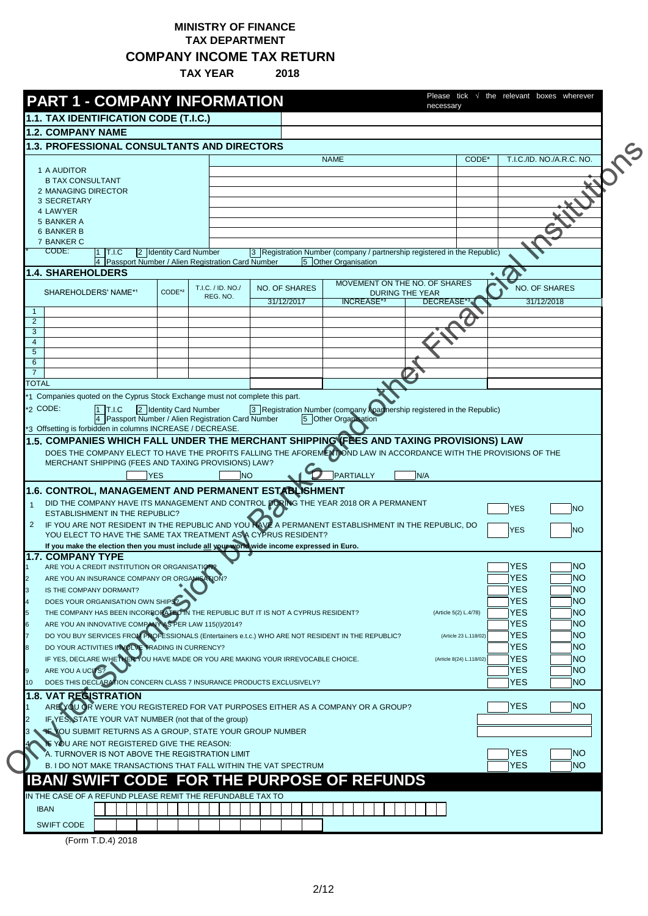**MINISTRY OF FINANCE**
**TAX DEPARTMENT**

# COMPANY INCOME TAX RETURN

**TAX YEAR 2018**

## PART 1 - COMPANY INFORMATION

Please tick √ the relevant boxes wherever necessary

### 1.1. TAX IDENTIFICATION CODE (T.I.C.)

### 1.2. COMPANY NAME

### 1.3. PROFESSIONAL CONSULTANTS AND DIRECTORS

| | NAME | CODE* | T.I.C./ID. NO./A.R.C. NO. |
|---|---|---|---|
| 1 A AUDITOR | | | |
| B TAX CONSULTANT | | | |
| 2 MANAGING DIRECTOR | | | |
| 3 SECRETARY | | | |
| 4 LAWYER | | | |
| 5 BANKER A | | | |
| 6 BANKER B | | | |
| 7 BANKER C | | | |

\* CODE: 1 T.I.C 2 Identity Card Number 3 Registration Number (company / partnership registered in the Republic) 4 Passport Number / Alien Registration Card Number 5 Other Organisation

### 1.4. SHAREHOLDERS

| | SHAREHOLDERS' NAME*1 | CODE*2 | T.I.C. / ID. NO./ REG. NO. | NO. OF SHARES 31/12/2017 | MOVEMENT ON THE NO. OF SHARES DURING THE YEAR INCREASE*3 | MOVEMENT ON THE NO. OF SHARES DURING THE YEAR DECREASE*3 | NO. OF SHARES 31/12/2018 |
|---|---|---|---|---|---|---|---|
| 1 | | | | | | | |
| 2 | | | | | | | |
| 3 | | | | | | | |
| 4 | | | | | | | |
| 5 | | | | | | | |
| 6 | | | | | | | |
| 7 | | | | | | | |
| TOTAL | | | | | | | |

*1 Companies quoted on the Cyprus Stock Exchange must not complete this part.

*2 CODE: 1 T.I.C 2 Identity Card Number 3 Registration Number (company / partnership registered in the Republic) 4 Passport Number / Alien Registration Card Number 5 Other Organisation

*3 Offsetting is forbidden in columns INCREASE / DECREASE.

### 1.5. COMPANIES WHICH FALL UNDER THE MERCHANT SHIPPING (FEES AND TAXING PROVISIONS) LAW

DOES THE COMPANY ELECT TO HAVE THE PROFITS FALLING THE AFOREMENTIOND LAW IN ACCORDANCE WITH THE PROVISIONS OF THE MERCHANT SHIPPING (FEES AND TAXING PROVISIONS) LAW?

YES NO PARTIALLY N/A

### 1.6. CONTROL, MANAGEMENT AND PERMANENT ESTABLISHMENT

| | | | |
|---|---|---|---|
| 1 | DID THE COMPANY HAVE ITS MANAGEMENT AND CONTROL DURING THE YEAR 2018 OR A PERMANENT ESTABLISHMENT IN THE REPUBLIC? | YES | NO |
| 2 | IF YOU ARE NOT RESIDENT IN THE REPUBLIC AND YOU HAVE A PERMANENT ESTABLISHMENT IN THE REPUBLIC, DO YOU ELECT TO HAVE THE SAME TAX TREATMENT AS A CYPRUS RESIDENT? | YES | NO |

**If you make the election then you must include all your world wide income expressed in Euro.**

### 1.7. COMPANY TYPE

| | | | | |
|---|---|---|---|---|
| 1 | ARE YOU A CREDIT INSTITUTION OR ORGANISATION? | | YES | NO |
| 2 | ARE YOU AN INSURANCE COMPANY OR ORGANISATION? | | YES | NO |
| 3 | IS THE COMPANY DORMANT? | | YES | NO |
| 4 | DOES YOUR ORGANISATION OWN SHIPS? | | YES | NO |
| 5 | THE COMPANY HAS BEEN INCORPORATED IN THE REPUBLIC BUT IT IS NOT A CYPRUS RESIDENT? | (Article 5(2) L.4/78) | YES | NO |
| 6 | ARE YOU AN INNOVATIVE COMPANY AS PER LAW 115(I)/2014? | | YES | NO |
| 7 | DO YOU BUY SERVICES FROM PROFESSIONALS (Entertainers e.t.c.) WHO ARE NOT RESIDENT IN THE REPUBLIC? | (Article 23 L.118/02) | YES | NO |
| 8 | DO YOUR ACTIVITIES INVOLVE TRADING IN CURRENCY? | | YES | NO |
| | IF YES, DECLARE WHETHER YOU HAVE MADE OR YOU ARE MAKING YOUR IRREVOCABLE CHOICE. | (Article 8(24) L.118/02) | YES | NO |
| 9 | ARE YOU A UCITS? | | YES | NO |
| 10 | DOES THIS DECLARATION CONCERN CLASS 7 INSURANCE PRODUCTS EXCLUSIVELY? | | YES | NO |

### 1.8. VAT REGISTRATION

| | | | |
|---|---|---|---|
| 1 | ARE YOU OR WERE YOU REGISTERED FOR VAT PURPOSES EITHER AS A COMPANY OR A GROUP? | YES | NO |
| 2 | IF YES, STATE YOUR VAT NUMBER (not that of the group) | | |
| 3 | IF YOU SUBMIT RETURNS AS A GROUP, STATE YOUR GROUP NUMBER | | |
| 4 | IF YOU ARE NOT REGISTERED GIVE THE REASON: | | |
| | A. TURNOVER IS NOT ABOVE THE REGISTRATION LIMIT | YES | NO |
| | B. I DO NOT MAKE TRANSACTIONS THAT FALL WITHIN THE VAT SPECTRUM | YES | NO |

## IBAN/ SWIFT CODE FOR THE PURPOSE OF REFUNDS

IN THE CASE OF A REFUND PLEASE REMIT THE REFUNDABLE TAX TO

| | |
|---|---|
| IBAN | |
| SWIFT CODE | |

(Form T.D.4) 2018

Only for Submission by Banks and other Financial Institutions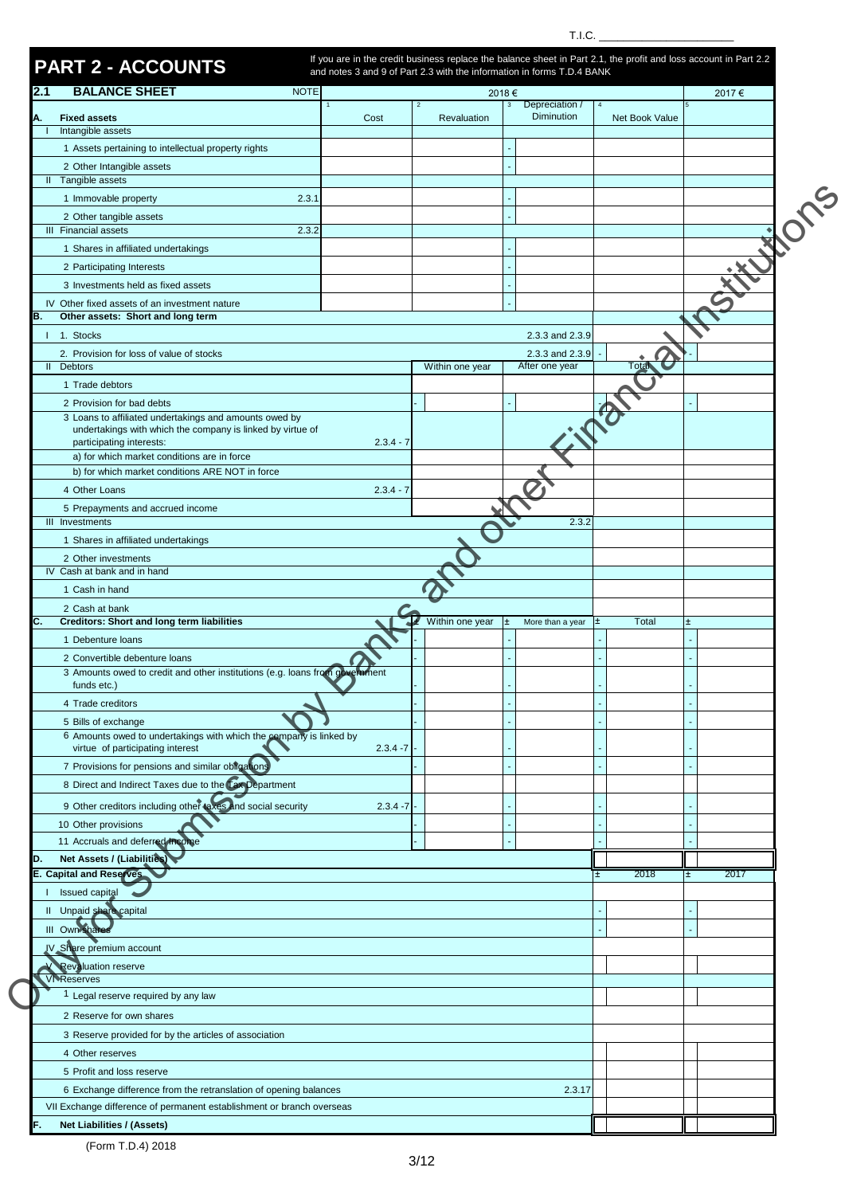T.I.C. ______________________

# PART 2 - ACCOUNTS

If you are in the credit business replace the balance sheet in Part 2.1, the profit and loss account in Part 2.2 and notes 3 and 9 of Part 2.3 with the information in forms T.D.4 BANK

Only for Submission by Banks and other Financial Institutions

## 2.1 BALANCE SHEET

| | NOTE | 2018 € 1 Cost | 2 Revaluation | 3 Depreciation / Diminution | 4 Net Book Value | 2017 € 5 |
|---|---|---|---|---|---|---|
| **A. Fixed assets** | | | | | | |
| I Intangible assets | | | | | | |
| 1 Assets pertaining to intellectual property rights | | | | - | | |
| 2 Other Intangible assets | | | | - | | |
| II Tangible assets | | | | | | |
| 1 Immovable property | 2.3.1 | | | - | | |
| 2 Other tangible assets | | | | - | | |
| III Financial assets | 2.3.2 | | | | | |
| 1 Shares in affiliated undertakings | | | | - | | |
| 2 Participating Interests | | | | - | | |
| 3 Investments held as fixed assets | | | | - | | |
| IV Other fixed assets of an investment nature | | | | - | | |
| **B. Other assets: Short and long term** | | | | | | |
| I 1. Stocks | | | | 2.3.3 and 2.3.9 | | |
| 2. Provision for loss of value of stocks | | | | 2.3.3 and 2.3.9 | - | - |
| II Debtors | | | Within one year | After one year | Total | |
| 1 Trade debtors | | | | | | |
| 2 Provision for bad debts | | | - | - | - | - |
| 3 Loans to affiliated undertakings and amounts owed by undertakings with which the company is linked by virtue of participating interests: | 2.3.4 - 7 | | | | | |
| a) for which market conditions are in force | | | | | | |
| b) for which market conditions ARE NOT in force | | | | | | |
| 4 Other Loans | 2.3.4 - 7 | | | | | |
| 5 Prepayments and accrued income | | | | | | |
| III Investments | | | | 2.3.2 | | |
| 1 Shares in affiliated undertakings | | | | | | |
| 2 Other investments | | | | | | |
| IV Cash at bank and in hand | | | | | | |
| 1 Cash in hand | | | | | | |
| 2 Cash at bank | | | | | | |
| **C. Creditors: Short and long term liabilities** | | | ± Within one year | ± More than a year | ± Total | ± |
| 1 Debenture loans | | | - | - | - | - |
| 2 Convertible debenture loans | | | - | - | - | - |
| 3 Amounts owed to credit and other institutions (e.g. loans from government funds etc.) | | | - | - | - | - |
| 4 Trade creditors | | | - | - | - | - |
| 5 Bills of exchange | | | - | - | - | - |
| 6 Amounts owed to undertakings with which the company is linked by virtue of participating interest | 2.3.4 -7 | | - | - | - | - |
| 7 Provisions for pensions and similar obligations | | | - | - | - | - |
| 8 Direct and Indirect Taxes due to the Tax Department | | | | | | |
| 9 Other creditors including other taxes and social security | 2.3.4 -7 | | - | - | - | - |
| 10 Other provisions | | | - | - | - | - |
| 11 Accruals and deferred income | | | - | - | - | - |
| **D. Net Assets / (Liabilities)** | | | | | | |
| **E. Capital and Reserves** | | | | | ± 2018 | ± 2017 |
| I Issued capital | | | | | | |
| II Unpaid share capital | | | | | - | - |
| III Own shares | | | | | - | - |
| IV Share premium account | | | | | | |
| V Revaluation reserve | | | | | | |
| VI Reserves | | | | | | |
| 1 Legal reserve required by any law | | | | | | |
| 2 Reserve for own shares | | | | | | |
| 3 Reserve provided for by the articles of association | | | | | | |
| 4 Other reserves | | | | | | |
| 5 Profit and loss reserve | | | | | | |
| 6 Exchange difference from the retranslation of opening balances | | | | 2.3.17 | | |
| VII Exchange difference of permanent establishment or branch overseas | | | | | | |
| **F. Net Liabilities / (Assets)** | | | | | | |

(Form T.D.4) 2018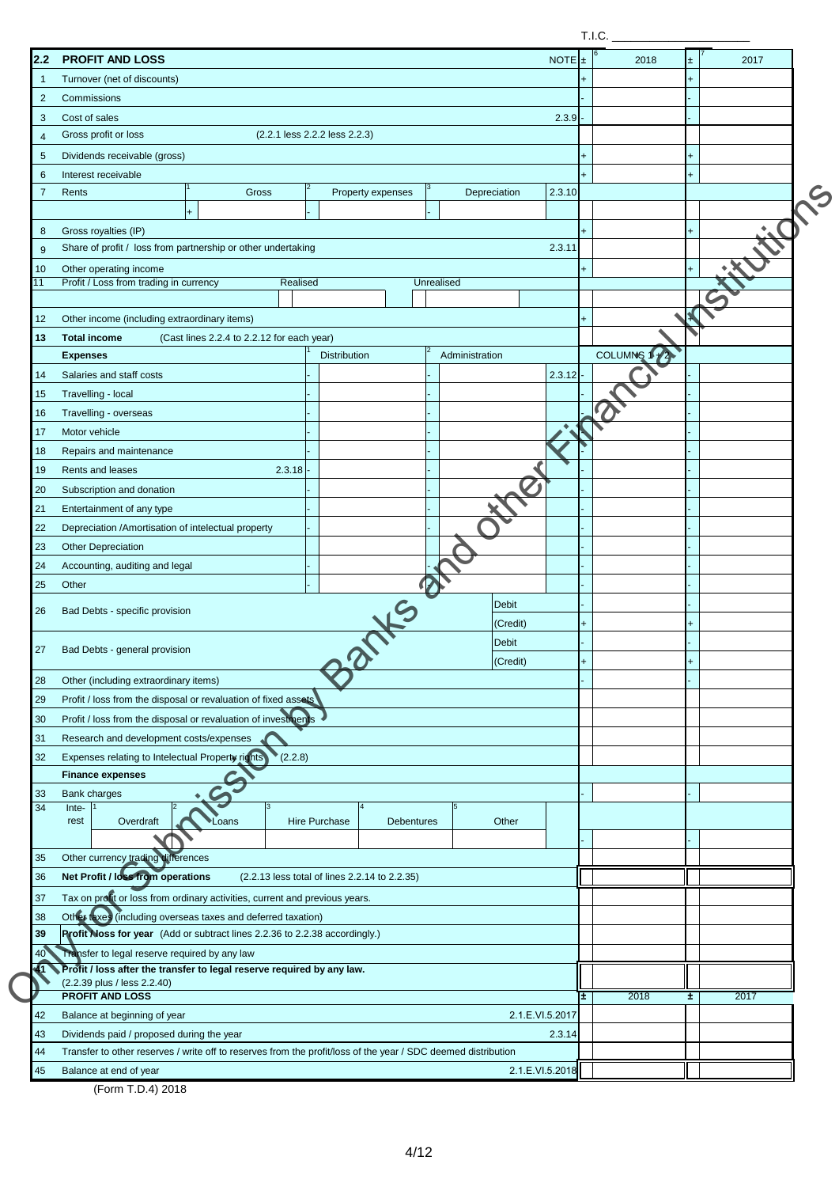T.I.C. ____________________

| 2.2 | PROFIT AND LOSS | NOTE | ± | 2018 | ± | 2017 |
|---|---|---|---|---|---|---|
| 1 | Turnover (net of discounts) | | + | | + | |
| 2 | Commissions | | - | | - | |
| 3 | Cost of sales | 2.3.9 | - | | - | |
| 4 | Gross profit or loss (2.2.1 less 2.2.2 less 2.2.3) | | | | | |
| 5 | Dividends receivable (gross) | | + | | + | |
| 6 | Interest receivable | | + | | + | |
| 7 | Rents — [1] Gross (+) — [2] Property expenses (-) — [3] Depreciation (-) | 2.3.10 | | | | |
| 8 | Gross royalties (IP) | | + | | + | |
| 9 | Share of profit / loss from partnership or other undertaking | 2.3.11 | | | | |
| 10 | Other operating income | | + | | + | |
| 11 | Profit / Loss from trading in currency — Realised — Unrealised | | | | | |
| 12 | Other income (including extraordinary items) | | + | | + | |
| 13 | **Total income** (Cast lines 2.2.4 to 2.2.12 for each year) | | | | | |
| | **Expenses** — [1] Distribution — [2] Administration | | | COLUMNS 1 + 2 | | |
| 14 | Salaries and staff costs | 2.3.12 | - | | - | |
| 15 | Travelling - local | | - | | - | |
| 16 | Travelling - overseas | | - | | - | |
| 17 | Motor vehicle | | - | | - | |
| 18 | Repairs and maintenance | | - | | - | |
| 19 | Rents and leases 2.3.18 | | - | | - | |
| 20 | Subscription and donation | | - | | - | |
| 21 | Entertainment of any type | | - | | - | |
| 22 | Depreciation /Amortisation of intelectual property | | - | | - | |
| 23 | Other Depreciation | | - | | - | |
| 24 | Accounting, auditing and legal | | - | | - | |
| 25 | Other | | - | | - | |
| 26 | Bad Debts - specific provision — Debit | | - | | - | |
| | (Credit) | | + | | + | |
| 27 | Bad Debts - general provision — Debit | | - | | - | |
| | (Credit) | | + | | + | |
| 28 | Other (including extraordinary items) | | - | | - | |
| 29 | Profit / loss from the disposal or revaluation of fixed assets | | | | | |
| 30 | Profit / loss from the disposal or revaluation of investments | | | | | |
| 31 | Research and development costs/expenses | | | | | |
| 32 | Expenses relating to Intelectual Property rights (2.2.8) | | | | | |
| | **Finance expenses** | | | | | |
| 33 | Bank charges | | - | | - | |
| 34 | Interest — [1] Overdraft — [2] Loans — [3] Hire Purchase — [4] Debentures — [5] Other | | - | | - | |
| 35 | Other currency trading differences | | | | | |
| 36 | **Net Profit / loss from operations** (2.2.13 less total of lines 2.2.14 to 2.2.35) | | | | | |
| 37 | Tax on profit or loss from ordinary activities, current and previous years. | | | | | |
| 38 | Other taxes (including overseas taxes and deferred taxation) | | | | | |
| 39 | **Profit /loss for year** (Add or subtract lines 2.2.36 to 2.2.38 accordingly.) | | | | | |
| 40 | Transfer to legal reserve required by any law | | | | | |
| 41 | **Profit / loss after the transfer to legal reserve required by any law.** (2.2.39 plus / less 2.2.40) | | | | | |
| | **PROFIT AND LOSS** | | ± | 2018 | ± | 2017 |
| 42 | Balance at beginning of year | 2.1.E.VI.5.2017 | | | | |
| 43 | Dividends paid / proposed during the year | 2.3.14 | | | | |
| 44 | Transfer to other reserves / write off to reserves from the profit/loss of the year / SDC deemed distribution | | | | | |
| 45 | Balance at end of year | 2.1.E.VI.5.2018 | | | | |

(Form T.D.4) 2018

Only for Submission by Banks and other Financial Institutions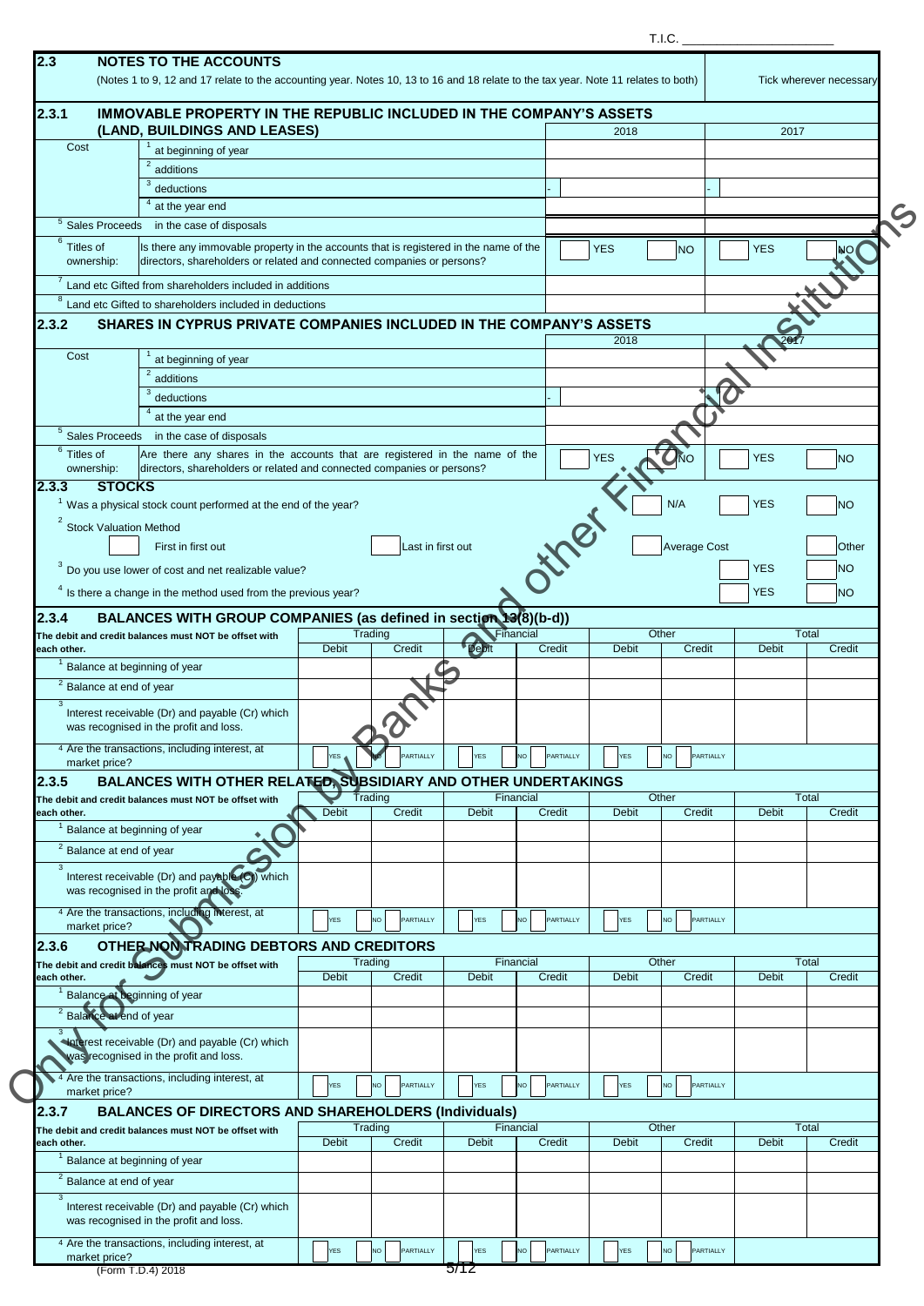T.I.C. ______________________

## 2.3 NOTES TO THE ACCOUNTS

(Notes 1 to 9, 12 and 17 relate to the accounting year. Notes 10, 13 to 16 and 18 relate to the tax year. Note 11 relates to both)

Tick wherever necessary

### 2.3.1 IMMOVABLE PROPERTY IN THE REPUBLIC INCLUDED IN THE COMPANY'S ASSETS (LAND, BUILDINGS AND LEASES)

| | | 2018 | | 2017 | |
|---|---|---|---|---|---|
| Cost | [1] at beginning of year | | | | |
| | [2] additions | | | | |
| | [3] deductions | - | | - | |
| | [4] at the year end | | | | |
| [5] Sales Proceeds | in the case of disposals | | | | |
| [6] Titles of ownership: | Is there any immovable property in the accounts that is registered in the name of the directors, shareholders or related and connected companies or persons? | YES | NO | YES | NO |
| [7] Land etc Gifted from shareholders included in additions | | | | | |
| [8] Land etc Gifted to shareholders included in deductions | | | | | |

### 2.3.2 SHARES IN CYPRUS PRIVATE COMPANIES INCLUDED IN THE COMPANY'S ASSETS

| | | 2018 | | 2017 | |
|---|---|---|---|---|---|
| Cost | [1] at beginning of year | | | | |
| | [2] additions | | | | |
| | [3] deductions | - | | | |
| | [4] at the year end | | | | |
| [5] Sales Proceeds | in the case of disposals | | | | |
| [6] Titles of ownership: | Are there any shares in the accounts that are registered in the name of the directors, shareholders or related and connected companies or persons? | YES | NO | YES | NO |

### 2.3.3 STOCKS

[1] Was a physical stock count performed at the end of the year? N/A ☐ YES ☐ NO ☐

[2] Stock Valuation Method

☐ First in first out ☐ Last in first out ☐ Average Cost ☐ Other

[3] Do you use lower of cost and net realizable value? ☐ YES ☐ NO

[4] Is there a change in the method used from the previous year? ☐ YES ☐ NO

### 2.3.4 BALANCES WITH GROUP COMPANIES (as defined in section 13(8)(b-d))

| The debit and credit balances must NOT be offset with each other. | Trading | | Financial | | Other | | Total | |
|---|---|---|---|---|---|---|---|---|
| | Debit | Credit | Debit | Credit | Debit | Credit | Debit | Credit |
| [1] Balance at beginning of year | | | | | | | | |
| [2] Balance at end of year | | | | | | | | |
| [3] Interest receivable (Dr) and payable (Cr) which was recognised in the profit and loss. | | | | | | | | |
| [4] Are the transactions, including interest, at market price? | YES / NO / PARTIALLY | | YES / NO / PARTIALLY | | YES / NO / PARTIALLY | | | |

### 2.3.5 BALANCES WITH OTHER RELATED, SUBSIDIARY AND OTHER UNDERTAKINGS

| The debit and credit balances must NOT be offset with each other. | Trading | | Financial | | Other | | Total | |
|---|---|---|---|---|---|---|---|---|
| | Debit | Credit | Debit | Credit | Debit | Credit | Debit | Credit |
| [1] Balance at beginning of year | | | | | | | | |
| [2] Balance at end of year | | | | | | | | |
| [3] Interest receivable (Dr) and payable (Cr) which was recognised in the profit and loss. | | | | | | | | |
| [4] Are the transactions, including interest, at market price? | YES / NO / PARTIALLY | | YES / NO / PARTIALLY | | YES / NO / PARTIALLY | | | |

### 2.3.6 OTHER NON TRADING DEBTORS AND CREDITORS

| The debit and credit balances must NOT be offset with each other. | Trading | | Financial | | Other | | Total | |
|---|---|---|---|---|---|---|---|---|
| | Debit | Credit | Debit | Credit | Debit | Credit | Debit | Credit |
| [1] Balance at beginning of year | | | | | | | | |
| [2] Balance at end of year | | | | | | | | |
| [3] Interest receivable (Dr) and payable (Cr) which was recognised in the profit and loss. | | | | | | | | |
| [4] Are the transactions, including interest, at market price? | YES / NO / PARTIALLY | | YES / NO / PARTIALLY | | YES / NO / PARTIALLY | | | |

### 2.3.7 BALANCES OF DIRECTORS AND SHAREHOLDERS (Individuals)

| The debit and credit balances must NOT be offset with each other. | Trading | | Financial | | Other | | Total | |
|---|---|---|---|---|---|---|---|---|
| | Debit | Credit | Debit | Credit | Debit | Credit | Debit | Credit |
| [1] Balance at beginning of year | | | | | | | | |
| [2] Balance at end of year | | | | | | | | |
| [3] Interest receivable (Dr) and payable (Cr) which was recognised in the profit and loss. | | | | | | | | |
| [4] Are the transactions, including interest, at market price? | YES / NO / PARTIALLY | | YES / NO / PARTIALLY | | YES / NO / PARTIALLY | | | |

(Form T.D.4) 2018

Only for Submission by Banks and other Financial Institutions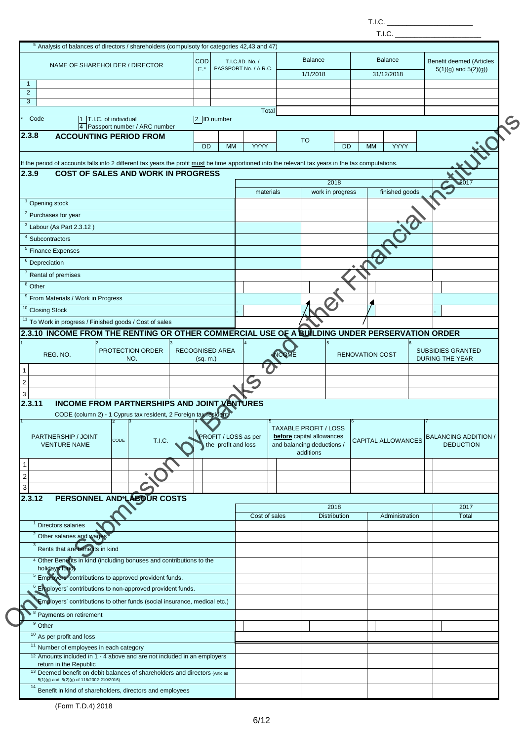T.I.C. ______________________

T.I.C. ______________________

[5] Analysis of balances of directors / shareholders (compulsoty for categories 42,43 and 47)

| | NAME OF SHAREHOLDER / DIRECTOR | CODE.* | T.I.C./ID. No. / PASSPORT No. / A.R.C. | Balance 1/1/2018 | Balance 31/12/2018 | Benefit deemed (Articles 5(1)(g) and 5(2)(g)) |
|---|---|---|---|---|---|---|
| 1 | | | | | | |
| 2 | | | | | | |
| 3 | | | | | | |
| | | | Total | | | |

\* Code: 1 T.I.C. of individual, 2 ID number, 4 Passport number / ARC number

## 2.3.8 ACCOUNTING PERIOD FROM

| | DD | MM | YYYY | TO | DD | MM | YYYY |
|---|---|---|---|---|---|---|---|
| FROM | | | | | | | |

If the period of accounts falls into 2 different tax years the profit must be time apportioned into the relevant tax years in the tax computations.

## 2.3.9 COST OF SALES AND WORK IN PROGRESS

| | 2018 materials | 2018 work in progress | 2018 finished goods | 2017 |
|---|---|---|---|---|
| [1] Opening stock | | | | |
| [2] Purchases for year | | | | |
| [3] Labour (As Part 2.3.12 ) | | | | |
| [4] Subcontractors | | | | |
| [5] Finance Expenses | | | | |
| [6] Depreciation | | | | |
| [7] Rental of premises | | | | |
| [8] Other | | | | |
| [9] From Materials / Work in Progress | | | | |
| [10] Closing Stock | - | - | - | - |
| [11] To Work in progress / Finished goods / Cost of sales | | | | |

## 2.3.10 INCOME FROM THE RENTING OR OTHER COMMERCIAL USE OF A BUILDING UNDER PERSERVATION ORDER

| | [1] REG. NO. | [2] PROTECTION ORDER NO. | [3] RECOGNISED AREA (sq. m.) | [4] INCOME | [5] RENOVATION COST | [6] SUBSIDIES GRANTED DURING THE YEAR |
|---|---|---|---|---|---|---|
| 1 | | | | | | |
| 2 | | | | | | |
| 3 | | | | | | |

## 2.3.11 INCOME FROM PARTNERSHIPS AND JOINT VENTURES

CODE (column 2) - 1 Cyprus tax resident, 2 Foreign tax resident

| | [1] PARTNERSHIP / JOINT VENTURE NAME | [2] CODE | [3] T.I.C. | [4] PROFIT / LOSS as per the profit and loss | [5] TAXABLE PROFIT / LOSS **before** capital allowances and balancing deductions / additions | [6] CAPITAL ALLOWANCES | [7] BALANCING ADDITION / DEDUCTION |
|---|---|---|---|---|---|---|---|
| 1 | | | | | | | |
| 2 | | | | | | | |
| 3 | | | | | | | |

## 2.3.12 PERSONNEL AND LABOUR COSTS

| | 2018 Cost of sales | 2018 Distribution | 2018 Administration | 2017 Total |
|---|---|---|---|---|
| [1] Directors salaries | | | | |
| [2] Other salaries and wages | | | | |
| [3] Rents that are benefits in kind | | | | |
| [4] Other Benefits in kind (including bonuses and contributions to the holidays fund) | | | | |
| [5] Employers' contributions to approved provident funds. | | | | |
| [6] Employers' contributions to non-approved provident funds. | | | | |
| [7] Employers' contributions to other funds (social insurance, medical etc.) | | | | |
| [8] Payments on retirement | | | | |
| [9] Other | | | | |
| [10] As per profit and loss | | | | |
| [11] Number of employees in each category | | | | |
| [12] Amounts included in 1 - 4 above and are not included in an employers return in the Republic | | | | |
| [13] Deemed benefit on debit balances of shareholders and directors (Articles 5(1)(g) and 5(2)(g) of 118/2002-210/2016) | | | | |
| [14] Benefit in kind of shareholders, directors and employees | | | | |

(Form T.D.4) 2018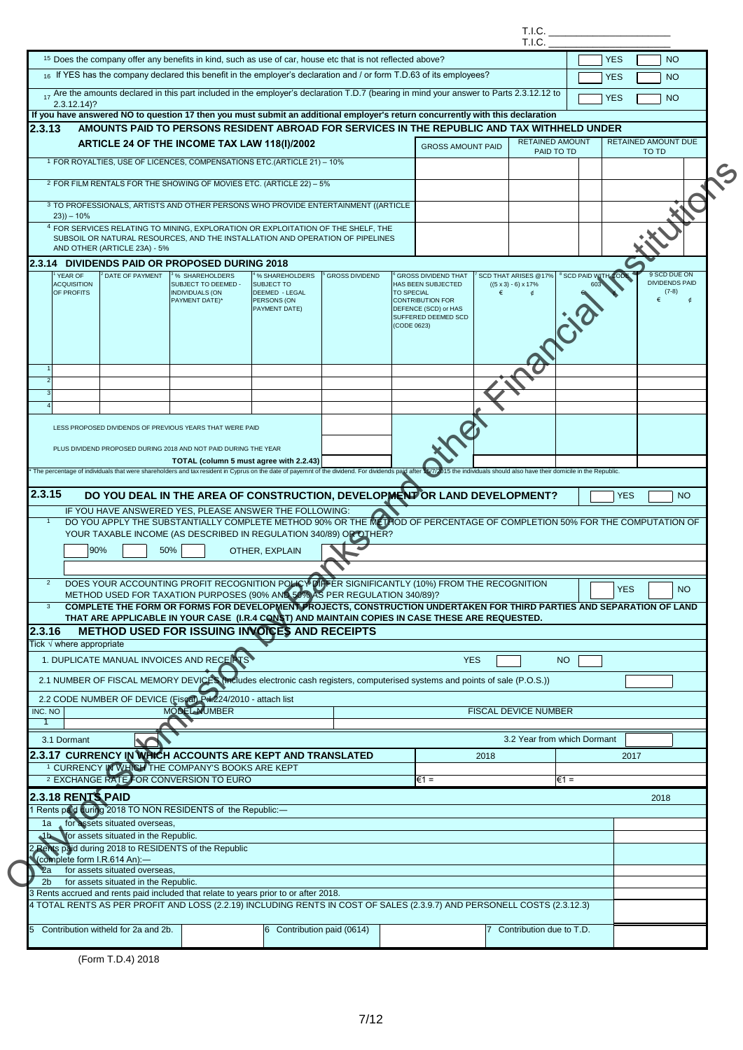T.I.C. ______________________
T.I.C. ______________________

| | | |
|---|---|---|
| [15] Does the company offer any benefits in kind, such as use of car, house etc that is not reflected above? | YES | NO |
| [16] If YES has the company declared this benefit in the employer's declaration and / or form T.D.63 of its employees? | YES | NO |
| [17] Are the amounts declared in this part included in the employer's declaration T.D.7 (bearing in mind your answer to Parts 2.3.12.12 to 2.3.12.14)? | YES | NO |

**If you have answered NO to question 17 then you must submit an additional employer's return concurrently with this declaration**

## 2.3.13 AMOUNTS PAID TO PERSONS RESIDENT ABROAD FOR SERVICES IN THE REPUBLIC AND TAX WITHHELD UNDER ARTICLE 24 OF THE INCOME TAX LAW 118(I)/2002

| | GROSS AMOUNT PAID | RETAINED AMOUNT PAID TO TD | RETAINED AMOUNT DUE TO TD |
|---|---|---|---|
| 1 FOR ROYALTIES, USE OF LICENCES, COMPENSATIONS ETC.(ARTICLE 21) – 10% | | | |
| 2 FOR FILM RENTALS FOR THE SHOWING OF MOVIES ETC. (ARTICLE 22) – 5% | | | |
| 3 TO PROFESSIONALS, ARTISTS AND OTHER PERSONS WHO PROVIDE ENTERTAINMENT ((ARTICLE 23)) – 10% | | | |
| 4 FOR SERVICES RELATING TO MINING, EXPLORATION OR EXPLOITATION OF THE SHELF, THE SUBSOIL OR NATURAL RESOURCES, AND THE INSTALLATION AND OPERATION OF PIPELINES AND OTHER (ARTICLE 23A) - 5% | | | |

## 2.3.14 DIVIDENDS PAID OR PROPOSED DURING 2018

| | 1 YEAR OF ACQUISITION OF PROFITS | 2 DATE OF PAYMENT | 3 % SHAREHOLDERS SUBJECT TO DEEMED - INDIVIDUALS (ON PAYMENT DATE)* | 4 % SHAREHOLDERS SUBJECT TO DEEMED - LEGAL PERSONS (ON PAYMENT DATE) | 5 GROSS DIVIDEND | 6 GROSS DIVIDEND THAT HAS BEEN SUBJECTED TO SPECIAL CONTRIBUTION FOR DEFENCE (SCD) or HAS SUFFERED DEEMED SCD (CODE 0623) | 7 SCD THAT ARISES @17% ((5 x 3) - 6) x 17% € ¢ | 8 SCD PAID WITH CODE 603 € ¢ | 9 SCD DUE ON DIVIDENDS PAID (7-8) € ¢ |
|---|---|---|---|---|---|---|---|---|---|
| 1 | | | | | | | | | |
| 2 | | | | | | | | | |
| 3 | | | | | | | | | |
| 4 | | | | | | | | | |
| | LESS PROPOSED DIVIDENDS OF PREVIOUS YEARS THAT WERE PAID | | | | | | | | |
| | PLUS DIVIDEND PROPOSED DURING 2018 AND NOT PAID DURING THE YEAR | | | | | | | | |
| | | | | TOTAL (column 5 must agree with 2.2.43) | | | | | |

\* The percentage of individuals that were shareholders and tax resident in Cyprus on the date of payemnt of the dividend. For dividends paid after 15/7/2015 the individuals should also have their domicile in the Republic.

## 2.3.15 DO YOU DEAL IN THE AREA OF CONSTRUCTION, DEVELOPMENT OR LAND DEVELOPMENT? YES ☐ NO ☐

IF YOU HAVE ANSWERED YES, PLEASE ANSWER THE FOLLOWING:

1 DO YOU APPLY THE SUBSTANTIALLY COMPLETE METHOD 90% OR THE METHOD OF PERCENTAGE OF COMPLETION 50% FOR THE COMPUTATION OF YOUR TAXABLE INCOME (AS DESCRIBED IN REGULATION 340/89) OR OTHER?

90% ☐ 50% ☐ OTHER, EXPLAIN ☐

2 DOES YOUR ACCOUNTING PROFIT RECOGNITION POLICY DIFFER SIGNIFICANTLY (10%) FROM THE RECOGNITION METHOD USED FOR TAXATION PURPOSES (90% AND 50% AS PER REGULATION 340/89)? YES ☐ NO ☐

3 **COMPLETE THE FORM OR FORMS FOR DEVELOPMENT PROJECTS, CONSTRUCTION UNDERTAKEN FOR THIRD PARTIES AND SEPARATION OF LAND THAT ARE APPLICABLE IN YOUR CASE (I.R.4 CONST) AND MAINTAIN COPIES IN CASE THESE ARE REQUESTED.**

## 2.3.16 METHOD USED FOR ISSUING INVOICES AND RECEIPTS

Tick √ where appropriate

1. DUPLICATE MANUAL INVOICES AND RECEIPTS YES ☐ NO ☐

2.1 NUMBER OF FISCAL MEMORY DEVICES (includes electronic cash registers, computerised systems and points of sale (P.O.S.)) ☐

2.2 CODE NUMBER OF DEVICE (Fiscal) P.I.224/2010 - attach list

| INC. NO | MODEL NUMBER | FISCAL DEVICE NUMBER |
|---|---|---|
| 1 | | |

3.1 Dormant ☐ 3.2 Year from which Dormant ☐

## 2.3.17 CURRENCY IN WHICH ACCOUNTS ARE KEPT AND TRANSLATED

| | 2018 | 2017 |
|---|---|---|
| 1 CURRENCY IN WHICH THE COMPANY'S BOOKS ARE KEPT | | |
| 2 EXCHANGE RATE FOR CONVERSION TO EURO | €1 = | €1 = |

## 2.3.18 RENTS PAID

| | 2018 |
|---|---|
| 1 Rents paid during 2018 TO NON RESIDENTS of the Republic:— | |
| 1a for assets situated overseas, | |
| 1b for assets situated in the Republic. | |
| 2 Rents paid during 2018 to RESIDENTS of the Republic (complete form I.R.614 An):— | |
| 2a for assets situated overseas, | |
| 2b for assets situated in the Republic. | |
| 3 Rents accrued and rents paid included that relate to years prior to or after 2018. | |
| 4 TOTAL RENTS AS PER PROFIT AND LOSS (2.2.19) INCLUDING RENTS IN COST OF SALES (2.3.9.7) AND PERSONELL COSTS (2.3.12.3) | |

| 5 Contribution witheld for 2a and 2b. | | 6 Contribution paid (0614) | | 7 Contribution due to T.D. | |
|---|---|---|---|---|---|

(Form T.D.4) 2018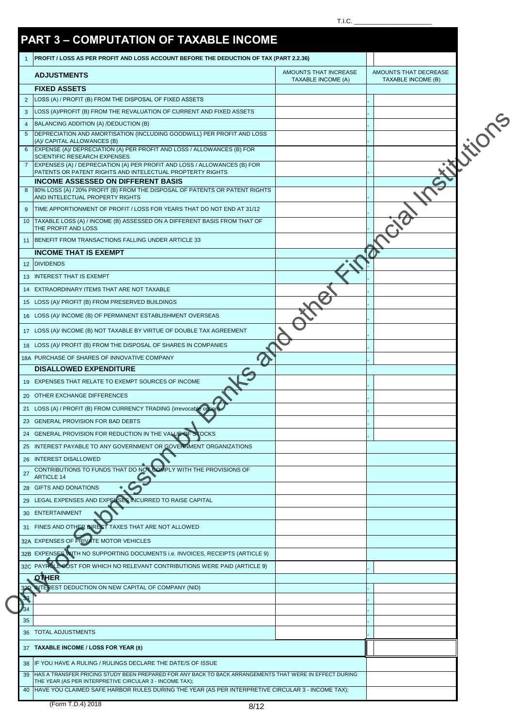T.I.C. ____________________

## PART 3 – COMPUTATION OF TAXABLE INCOME

| No. | Description | AMOUNTS THAT INCREASE TAXABLE INCOME (A) | AMOUNTS THAT DECREASE TAXABLE INCOME (B) |
|---|---|---|---|
| 1 | **PROFIT / LOSS AS PER PROFIT AND LOSS ACCOUNT BEFORE THE DEDUCTION OF TAX (PART 2.2.36)** | | |
| | **ADJUSTMENTS** | AMOUNTS THAT INCREASE TAXABLE INCOME (A) | AMOUNTS THAT DECREASE TAXABLE INCOME (B) |
| | **FIXED ASSETS** | | |
| 2 | LOSS (A) / PROFIT (B) FROM THE DISPOSAL OF FIXED ASSETS | | - |
| 3 | LOSS (A)/PROFIT (B) FROM THE REVALUATION OF CURRENT AND FIXED ASSETS | | - |
| 4 | BALANCING ADDITION (A) /DEDUCTION (B) | | - |
| 5 | DEPRECIATION AND AMORTISATION (INCLUDING GOODWILL) PER PROFIT AND LOSS (A)/ CAPITAL ALLOWANCES (B) | | - |
| 6 | EXPENSE (A)/ DEPRECIATION (A) PER PROFIT AND LOSS / ALLOWANCES (B) FOR SCIENTIFIC RESEARCH EXPENSES | | - |
| 7 | EXPENSES (A) / DEPRECIATION (A) PER PROFIT AND LOSS / ALLOWANCES (B) FOR PATENTS OR PATENT RIGHTS AND INTELECTUAL PROPTERTY RIGHTS | | - |
| | **INCOME ASSESSED ON DIFFERENT BASIS** | | |
| 8 | 80% LOSS (A) / 20% PROFIT (B) FROM THE DISPOSAL OF PATENTS OR PATENT RIGHTS AND INTELLECTUAL PROPERTY RIGHTS | | - |
| 9 | TIME APPORTIONMENT OF PROFIT / LOSS FOR YEARS THAT DO NOT END AT 31/12 | | - |
| 10 | TAXABLE LOSS (A) / INCOME (B) ASSESSED ON A DIFFERENT BASIS FROM THAT OF THE PROFIT AND LOSS | | - |
| 11 | BENEFIT FROM TRANSACTIONS FALLING UNDER ARTICLE 33 | | |
| | **INCOME THAT IS EXEMPT** | | |
| 12 | DIVIDENDS | | - |
| 13 | INTEREST THAT IS EXEMPT | | - |
| 14 | EXTRAORDINARY ITEMS THAT ARE NOT TAXABLE | | - |
| 15 | LOSS (A)/ PROFIT (B) FROM PRESERVED BUILDINGS | | - |
| 16 | LOSS (A)/ INCOME (B) OF PERMANENT ESTABLISHMENT OVERSEAS | | - |
| 17 | LOSS (A)/ INCOME (B) NOT TAXABLE BY VIRTUE OF DOUBLE TAX AGREEMENT | | - |
| 18 | LOSS (A)/ PROFIT (B) FROM THE DISPOSAL OF SHARES IN COMPANIES | | - |
| 18A | PURCHASE OF SHARES OF INNOVATIVE COMPANY | | - |
| | **DISALLOWED EXPENDITURE** | | |
| 19 | EXPENSES THAT RELATE TO EXEMPT SOURCES OF INCOME | | - |
| 20 | OTHER EXCHANGE DIFFERENCES | | - |
| 21 | LOSS (A) / PROFIT (B) FROM CURRENCY TRADING (irrevocable option) | | - |
| 23 | GENERAL PROVISION FOR BAD DEBTS | | - |
| 24 | GENERAL PROVISION FOR REDUCTION IN THE VALUE OF STOCKS | | - |
| 25 | INTEREST PAYABLE TO ANY GOVERNMENT OR GOVERNMENT ORGANIZATIONS | | |
| 26 | INTEREST DISALLOWED | | |
| 27 | CONTRIBUTIONS TO FUNDS THAT DO NOT COMPLY WITH THE PROVISIONS OF ARTICLE 14 | | |
| 28 | GIFTS AND DONATIONS | | |
| 29 | LEGAL EXPENSES AND EXPENSES INCURRED TO RAISE CAPITAL | | |
| 30 | ENTERTAINMENT | | |
| 31 | FINES AND OTHER DIRECT TAXES THAT ARE NOT ALLOWED | | |
| 32A | EXPENSES OF PRIVATE MOTOR VEHICLES | | |
| 32B | EXPENSES WITH NO SUPPORTING DOCUMENTS i.e. INVOICES, RECEIPTS (ARTICLE 9) | | |
| 32C | PAYROLL COST FOR WHICH NO RELEVANT CONTRIBUTIONS WERE PAID (ARTICLE 9) | | - |
| | **OTHER** | | |
| 32D | INTEREST DEDUCTION ON NEW CAPITAL OF COMPANY (NID) | | - |
| 33 | | | - |
| 34 | | | - |
| 35 | | | - |
| 36 | TOTAL ADJUSTMENTS | | - |
| 37 | **TAXABLE INCOME / LOSS FOR YEAR (±)** | | |
| 38 | IF YOU HAVE A RULING / RULINGS DECLARE THE DATE/S OF ISSUE | | |
| 39 | HAS A TRANSFER PRICING STUDY BEEN PREPARED FOR ANY BACK TO BACK ARRANGEMENTS THAT WERE IN EFFECT DURING THE YEAR (AS PER INTERPRETIVE CIRCULAR 3 - INCOME TAX); | | |
| 40 | HAVE YOU CLAIMED SAFE HARBOR RULES DURING THE YEAR (AS PER INTERPRETIVE CIRCULAR 3 - INCOME TAX); | | |

Only for Submission by Banks and other Financial Institutions

(Form T.D.4) 2018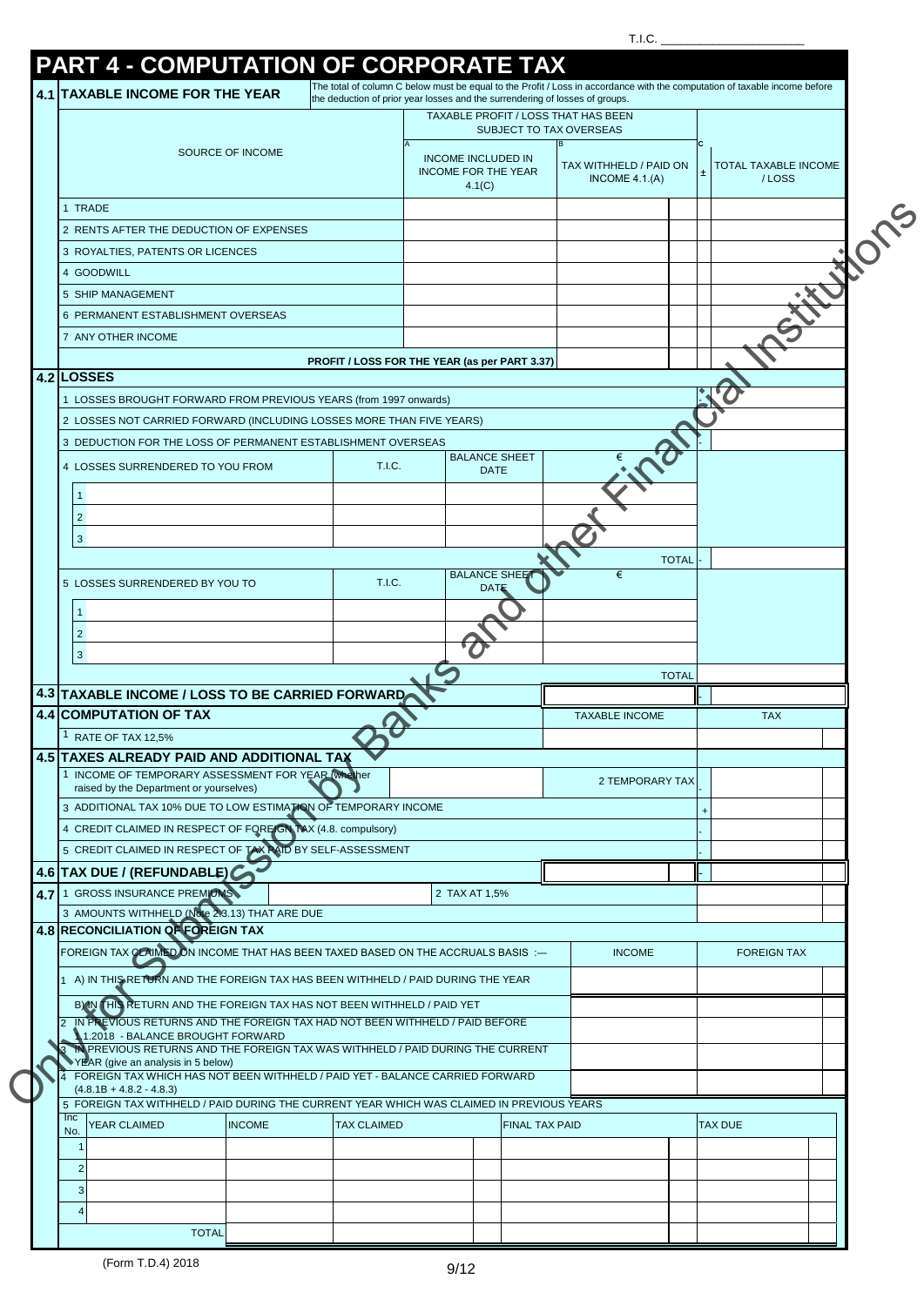T.I.C. ____________________

# PART 4 - COMPUTATION OF CORPORATE TAX

## 4.1 TAXABLE INCOME FOR THE YEAR

The total of column C below must be equal to the Profit / Loss in accordance with the computation of taxable income before the deduction of prior year losses and the surrendering of losses of groups.

| SOURCE OF INCOME | TAXABLE PROFIT / LOSS THAT HAS BEEN SUBJECT TO TAX OVERSEAS | | | |
|---|---|---|---|---|
| | A INCOME INCLUDED IN INCOME FOR THE YEAR 4.1(C) | B TAX WITHHELD / PAID ON INCOME 4.1.(A) | ± | C TOTAL TAXABLE INCOME / LOSS |
| 1 TRADE | | | | |
| 2 RENTS AFTER THE DEDUCTION OF EXPENSES | | | | |
| 3 ROYALTIES, PATENTS OR LICENCES | | | | |
| 4 GOODWILL | | | | |
| 5 SHIP MANAGEMENT | | | | |
| 6 PERMANENT ESTABLISHMENT OVERSEAS | | | | |
| 7 ANY OTHER INCOME | | | | |
| PROFIT / LOSS FOR THE YEAR (as per PART 3.37) | | | | |

## 4.2 LOSSES

| | | | |
|---|---|---|---|
| 1 LOSSES BROUGHT FORWARD FROM PREVIOUS YEARS (from 1997 onwards) | | - | |
| 2 LOSSES NOT CARRIED FORWARD (INCLUDING LOSSES MORE THAN FIVE YEARS) | | | |
| 3 DEDUCTION FOR THE LOSS OF PERMANENT ESTABLISHMENT OVERSEAS | | - | |

| 4 LOSSES SURRENDERED TO YOU FROM | T.I.C. | BALANCE SHEET DATE | € | | |
|---|---|---|---|---|---|
| 1 | | | | | |
| 2 | | | | | |
| 3 | | | | | |
| | | | TOTAL | - | |

| 5 LOSSES SURRENDERED BY YOU TO | T.I.C. | BALANCE SHEET DATE | € | | |
|---|---|---|---|---|---|
| 1 | | | | | |
| 2 | | | | | |
| 3 | | | | | |
| | | | TOTAL | | |

## 4.3 TAXABLE INCOME / LOSS TO BE CARRIED FORWARD

| | | - | |
|---|---|---|---|

## 4.4 COMPUTATION OF TAX

| | TAXABLE INCOME | TAX |
|---|---|---|
| 1 RATE OF TAX 12,5% | | |

## 4.5 TAXES ALREADY PAID AND ADDITIONAL TAX

| | | | | |
|---|---|---|---|---|
| 1 INCOME OF TEMPORARY ASSESSMENT FOR YEAR (whether raised by the Department or yourselves) | | 2 TEMPORARY TAX | - | |
| 3 ADDITIONAL TAX 10% DUE TO LOW ESTIMATION OF TEMPORARY INCOME | | | + | |
| 4 CREDIT CLAIMED IN RESPECT OF FOREIGN TAX (4.8. compulsory) | | | - | |
| 5 CREDIT CLAIMED IN RESPECT OF TAX PAID BY SELF-ASSESSMENT | | | - | |

## 4.6 TAX DUE / (REFUNDABLE)

| | | - | |
|---|---|---|---|

## 4.7

| | | | |
|---|---|---|---|
| 1 GROSS INSURANCE PREMIUMS | | 2 TAX AT 1,5% | |
| 3 AMOUNTS WITHHELD (Note 23.13) THAT ARE DUE | | | |

## 4.8 RECONCILIATION OF FOREIGN TAX

| FOREIGN TAX CLAIMED ON INCOME THAT HAS BEEN TAXED BASED ON THE ACCRUALS BASIS :— | INCOME | FOREIGN TAX |
|---|---|---|
| 1 A) IN THIS RETURN AND THE FOREIGN TAX HAS BEEN WITHHELD / PAID DURING THE YEAR | | |
| B) IN THIS RETURN AND THE FOREIGN TAX HAS NOT BEEN WITHHELD / PAID YET | | |
| 2 IN PREVIOUS RETURNS AND THE FOREIGN TAX HAD NOT BEEN WITHHELD / PAID BEFORE 1.1.2018 - BALANCE BROUGHT FORWARD | | |
| 3 IN PREVIOUS RETURNS AND THE FOREIGN TAX WAS WITHHELD / PAID DURING THE CURRENT YEAR (give an analysis in 5 below) | | |
| 4 FOREIGN TAX WHICH HAS NOT BEEN WITHHELD / PAID YET - BALANCE CARRIED FORWARD (4.8.1B + 4.8.2 - 4.8.3) | | |

5 FOREIGN TAX WITHHELD / PAID DURING THE CURRENT YEAR WHICH WAS CLAIMED IN PREVIOUS YEARS

| Inc No. | YEAR CLAIMED | INCOME | TAX CLAIMED | FINAL TAX PAID | TAX DUE |
|---|---|---|---|---|---|
| 1 | | | | | |
| 2 | | | | | |
| 3 | | | | | |
| 4 | | | | | |
| | TOTAL | | | | |

(Form T.D.4) 2018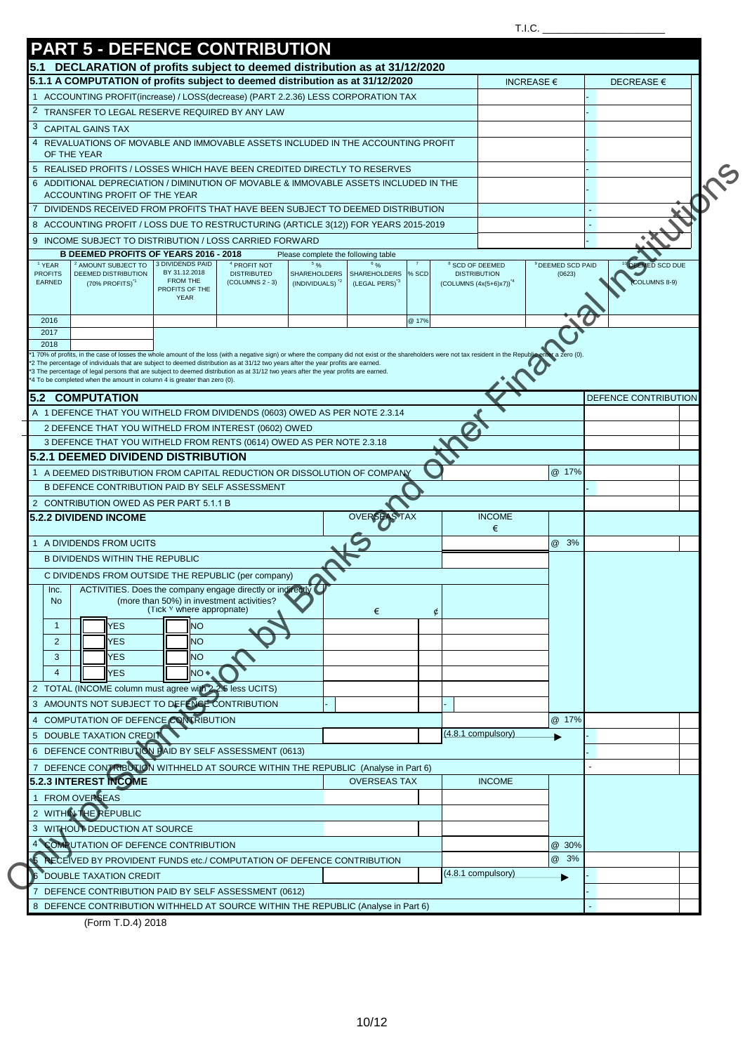T.I.C. ____________________

# PART 5 - DEFENCE CONTRIBUTION

## 5.1 DECLARATION of profits subject to deemed distribution as at 31/12/2020

### 5.1.1 A COMPUTATION of profits subject to deemed distribution as at 31/12/2020

| | INCREASE € | DECREASE € |
|---|---|---|
| 1 ACCOUNTING PROFIT(increase) / LOSS(decrease) (PART 2.2.36) LESS CORPORATION TAX | | - |
| 2 TRANSFER TO LEGAL RESERVE REQUIRED BY ANY LAW | | - |
| 3 CAPITAL GAINS TAX | | |
| 4 REVALUATIONS OF MOVABLE AND IMMOVABLE ASSETS INCLUDED IN THE ACCOUNTING PROFIT OF THE YEAR | | - |
| 5 REALISED PROFITS / LOSSES WHICH HAVE BEEN CREDITED DIRECTLY TO RESERVES | | - |
| 6 ADDITIONAL DEPRECIATION / DIMINUTION OF MOVABLE & IMMOVABLE ASSETS INCLUDED IN THE ACCOUNTING PROFIT OF THE YEAR | | - |
| 7 DIVIDENDS RECEIVED FROM PROFITS THAT HAVE BEEN SUBJECT TO DEEMED DISTRIBUTION | | - |
| 8 ACCOUNTING PROFIT / LOSS DUE TO RESTRUCTURING (ARTICLE 3(12)) FOR YEARS 2015-2019 | | - |
| 9 INCOME SUBJECT TO DISTRIBUTION / LOSS CARRIED FORWARD | | - |

**B DEEMED PROFITS OF YEARS 2016 - 2018** — Please complete the following table

| 1 YEAR PROFITS EARNED | 2 AMOUNT SUBJECT TO DEEMED DISTRIBUTION (70% PROFITS)*1 | 3 DIVIDENDS PAID BY 31.12.2018 FROM THE PROFITS OF THE YEAR | 4 PROFIT NOT DISTRIBUTED (COLUMNS 2 - 3) | 5 % SHAREHOLDERS (INDIVIDUALS)*2 | 6 % SHAREHOLDERS (LEGAL PERS)*3 | 7 % SCD | 8 SCD OF DEEMED DISTRIBUTION (COLUMNS (4x(5+6)x7))*4 | 9 DEEMED SCD PAID (0623) | 10 DEEMED SCD DUE (COLUMNS 8-9) |
|---|---|---|---|---|---|---|---|---|---|
| 2016 | | | | | | @ 17% | | | |
| 2017 | | | | | | | | | |
| 2018 | | | | | | | | | |

*1 70% of profits, in the case of losses the whole amount of the loss (with a negative sign) or where the company did not exist or the shareholders were not tax resident in the Republic enter a zero (0).
*2 The percentage of individuals that are subject to deemed distribution as at 31/12 two years after the year profits are earned.
*3 The percentage of legal persons that are subject to deemed distribution as at 31/12 two years after the year profits are earned.
*4 To be completed when the amount in column 4 is greater than zero (0).

## 5.2 COMPUTATION

| | | DEFENCE CONTRIBUTION |
|---|---|---|
| A 1 DEFENCE THAT YOU WITHELD FROM DIVIDENDS (0603) OWED AS PER NOTE 2.3.14 | | |
| 2 DEFENCE THAT YOU WITHELD FROM INTEREST (0602) OWED | | |
| 3 DEFENCE THAT YOU WITHELD FROM RENTS (0614) OWED AS PER NOTE 2.3.18 | | |

### 5.2.1 DEEMED DIVIDEND DISTRIBUTION

| | | | DEFENCE CONTRIBUTION |
|---|---|---|---|
| 1 A DEEMED DISTRIBUTION FROM CAPITAL REDUCTION OR DISSOLUTION OF COMPANY | | @ 17% | |
| B DEFENCE CONTRIBUTION PAID BY SELF ASSESSMENT | | | - |
| 2 CONTRIBUTION OWED AS PER PART 5.1.1 B | | | |

### 5.2.2 DIVIDEND INCOME

| | OVERSEAS TAX | INCOME € | | DEFENCE CONTRIBUTION |
|---|---|---|---|---|
| 1 A DIVIDENDS FROM UCITS | | | @ 3% | |
| B DIVIDENDS WITHIN THE REPUBLIC | | | | |
| C DIVIDENDS FROM OUTSIDE THE REPUBLIC (per company) | | | | |

| Inc. No | ACTIVITIES. Does the company engage directly or indirectly (more than 50%) in investment activities? (Tick Y where appropriate) | | € | ¢ | INCOME |
|---|---|---|---|---|---|
| 1 | YES | NO | | | |
| 2 | YES | NO | | | |
| 3 | YES | NO | | | |
| 4 | YES | NO | | | |

| | OVERSEAS TAX | INCOME | | DEFENCE CONTRIBUTION |
|---|---|---|---|---|
| 2 TOTAL (INCOME column must agree with 2.2.5 less UCITS) | | | | |
| 3 AMOUNTS NOT SUBJECT TO DEFENCE CONTRIBUTION | - | - | | |
| 4 COMPUTATION OF DEFENCE CONTRIBUTION | | | @ 17% | |
| 5 DOUBLE TAXATION CREDIT | | (4.8.1 compulsory) | ▶ | - |
| 6 DEFENCE CONTRIBUTION PAID BY SELF ASSESSMENT (0613) | | | | - |
| 7 DEFENCE CONTRIBUTION WITHHELD AT SOURCE WITHIN THE REPUBLIC (Analyse in Part 6) | | | | - |

### 5.2.3 INTEREST INCOME

| | OVERSEAS TAX | INCOME | | DEFENCE CONTRIBUTION |
|---|---|---|---|---|
| 1 FROM OVERSEAS | | | | |
| 2 WITHIN THE REPUBLIC | | | | |
| 3 WITHOUT DEDUCTION AT SOURCE | | | | |
| 4 COMPUTATION OF DEFENCE CONTRIBUTION | | | @ 30% | |
| 5 RECEIVED BY PROVIDENT FUNDS etc./ COMPUTATION OF DEFENCE CONTRIBUTION | | | @ 3% | |
| 6 DOUBLE TAXATION CREDIT | | (4.8.1 compulsory) | ▶ | - |
| 7 DEFENCE CONTRIBUTION PAID BY SELF ASSESSMENT (0612) | | | | - |
| 8 DEFENCE CONTRIBUTION WITHHELD AT SOURCE WITHIN THE REPUBLIC (Analyse in Part 6) | | | | - |

(Form T.D.4) 2018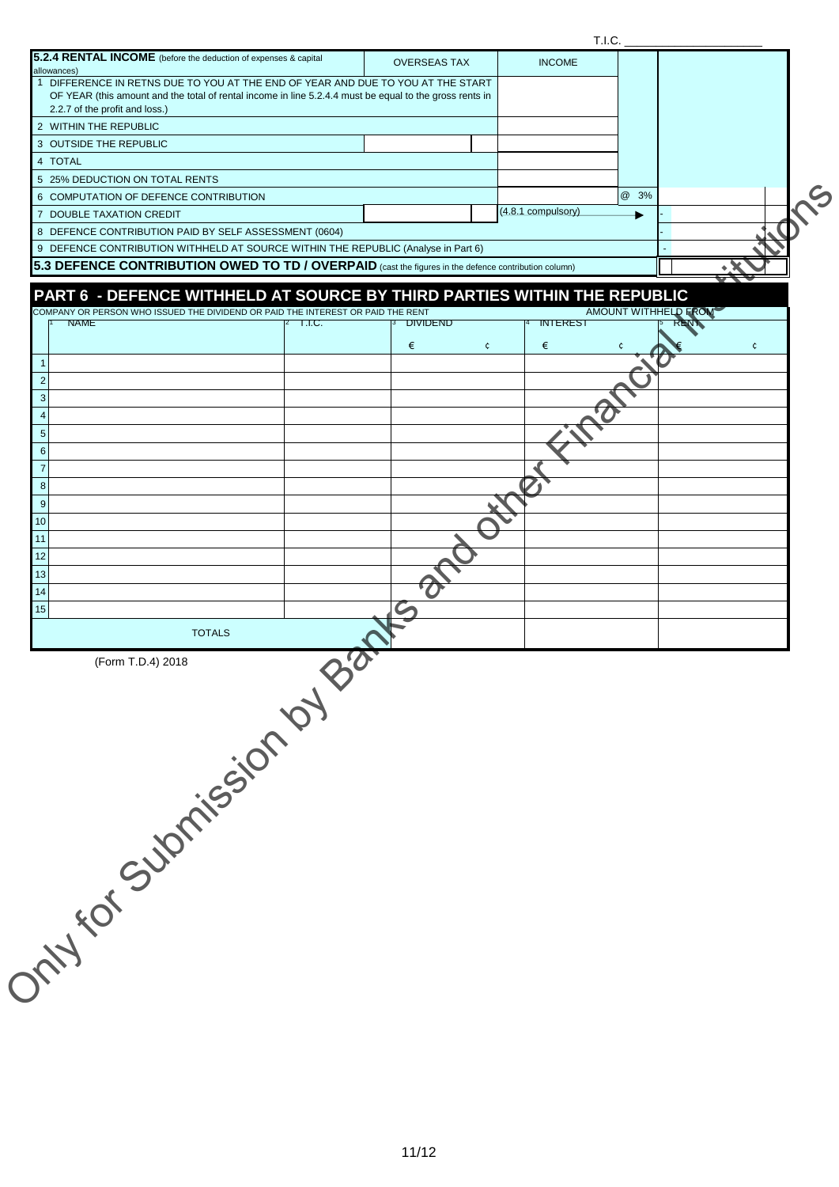T.I.C. ______________________

| **5.2.4 RENTAL INCOME** (before the deduction of expenses & capital allowances) | OVERSEAS TAX | | INCOME | | | |
|---|---|---|---|---|---|---|
| 1 DIFFERENCE IN RETNS DUE TO YOU AT THE END OF YEAR AND DUE TO YOU AT THE START OF YEAR (this amount and the total of rental income in line 5.2.4.4 must be equal to the gross rents in 2.2.7 of the profit and loss.) | | | | | | |
| 2 WITHIN THE REPUBLIC | | | | | | |
| 3 OUTSIDE THE REPUBLIC | | | | | | |
| 4 TOTAL | | | | | | |
| 5 25% DEDUCTION ON TOTAL RENTS | | | | | | |
| 6 COMPUTATION OF DEFENCE CONTRIBUTION | | | | @ 3% | | |
| 7 DOUBLE TAXATION CREDIT | | | (4.8.1 compulsory) | ► | - | |
| 8 DEFENCE CONTRIBUTION PAID BY SELF ASSESSMENT (0604) | | | | | - | |
| 9 DEFENCE CONTRIBUTION WITHHELD AT SOURCE WITHIN THE REPUBLIC (Analyse in Part 6) | | | | | - | |
| **5.3 DEFENCE CONTRIBUTION OWED TO TD / OVERPAID** (cast the figures in the defence contribution column) | | | | | | |

## PART 6 - DEFENCE WITHHELD AT SOURCE BY THIRD PARTIES WITHIN THE REPUBLIC

| | COMPANY OR PERSON WHO ISSUED THE DIVIDEND OR PAID THE INTEREST OR PAID THE RENT | | AMOUNT WITHHELD FROM | | |
|---|---|---|---|---|---|
| | 1 NAME | 2 T.I.C. | 3 DIVIDEND | 4 INTEREST | 5 RENT |
| | | | € ¢ | € ¢ | € ¢ |
| 1 | | | | | |
| 2 | | | | | |
| 3 | | | | | |
| 4 | | | | | |
| 5 | | | | | |
| 6 | | | | | |
| 7 | | | | | |
| 8 | | | | | |
| 9 | | | | | |
| 10 | | | | | |
| 11 | | | | | |
| 12 | | | | | |
| 13 | | | | | |
| 14 | | | | | |
| 15 | | | | | |
| | TOTALS | | | | |

(Form T.D.4) 2018

Only for Submission by Banks and other Financial Institutions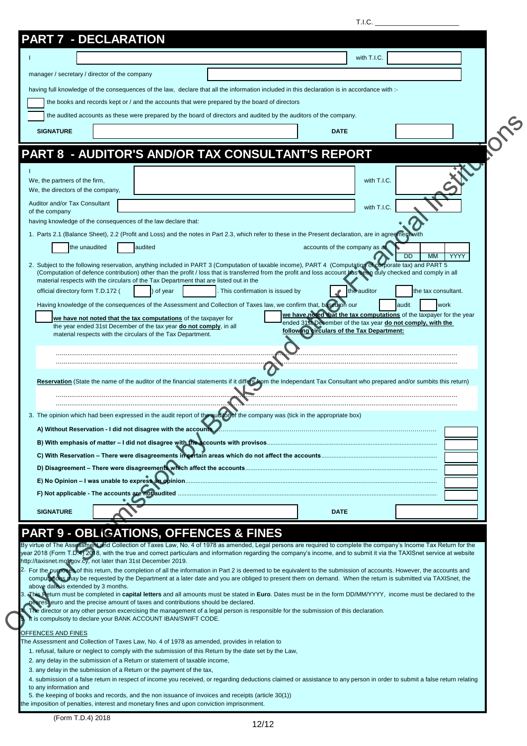T.I.C. _____________________

## PART 7 - DECLARATION

I ____________________ with T.I.C. __________

manager / secretary / director of the company ____________________

having full knowledge of the consequences of the law, declare that all the information included in this declaration is in accordance with :-

☐ the books and records kept or / and the accounts that were prepared by the board of directors

☐ the audited accounts as these were prepared by the board of directors and audited by the auditors of the company.

**SIGNATURE** ____________________ **DATE** __________

## PART 8 - AUDITOR'S AND/OR TAX CONSULTANT'S REPORT

I
We, the partners of the firm,
We, the directors of the company, ____________________ with T.I.C. __________

Auditor and/or Tax Consultant of the company ____________________ with T.I.C. __________

having knowledge of the consequences of the law declare that:

1. Parts 2.1 (Balance Sheet), 2.2 (Profit and Loss) and the notes in Part 2.3, which refer to these in the Present declaration, are in agreement with

   ☐ the unaudited ☐ audited accounts of the company as at DD MM YYYY

2. Subject to the following reservation, anything included in PART 3 (Computation of taxable income), PART 4 (Computation of corporate tax) and PART 5 (Computation of defence contribution) other than the profit / loss that is transferred from the profit and loss account has been duly checked and comply in all material respects with the circulars of the Tax Department that are listed out in the official directory form T.D.172 ( ☐ ) of year ☐ . This confirmation is issued by ☐ the auditor ☐ the tax consultant.

   Having knowledge of the consequences of the Assessment and Collection of Taxes law, we confirm that, based on our ☐ audit ☐ work

   ☐ **we have not noted that the tax computations** of the taxpayer for the year ended 31st December of the tax year **do not comply**, in all material respects with the circulars of the Tax Department.

   ☐ **we have noted that the tax computations** of the taxpayer for the year ended 31st December of the tax year **do not comply, with the following circulars of the Tax Department:**

   ..........................................................................................................................................................................
   ..........................................................................................................................................................................

   **Reservation** (State the name of the auditor of the financial statements if it differs from the Independant Tax Consultant who prepared and/or sumbits this return)

   ..........................................................................................................................................................................
   ..........................................................................................................................................................................

3. The opinion which had been expressed in the audit report of the auditor of the company was (tick in the appropriate box)

   **A) Without Reservation - I did not disagree with the accounts** ☐

   **B) With emphasis of matter – I did not disagree with the accounts with provisos** ☐

   **C) With Reservation – There were disagreements in certain areas which do not affect the accounts** ☐

   **D) Disagreement – There were disagreements which affect the accounts** ☐

   **E) No Opinion – I was unable to express an opinion** ☐

   **F) Not applicable - The accounts are not audited** ☐

**SIGNATURE** ____________________ **DATE** __________

## PART 9 - OBLIGATIONS, OFFENCES & FINES

By virtue of The Assessment and Collection of Taxes Law, No. 4 of 1978 as amended, Legal persons are required to complete the company's Income Tax Return for the year 2018 (Form T.D.4) 2018, with the true and correct particulars and information regarding the company's income, and to submit it via the TAXISnet service at website http://taxisnet.mof.gov.cy, not later than 31st December 2019.

2. For the purposes of this return, the completion of all the information in Part 2 is deemed to be equivalent to the submission of accounts. However, the accounts and computations may be requested by the Department at a later date and you are obliged to present them on demand. When the return is submitted via TAXISnet, the above date is extended by 3 months.
3. This Return must be completed in **capital letters** and all amounts must be stated in **Euro**. Dates must be in the form DD/MM/YYYY, income must be declared to the nearest euro and the precise amount of taxes and contributions should be declared.
4. The director or any other person excercising the management of a legal person is responsible for the submission of this declaration.
5. It is compulsoty to declare your BANK ACCOUNT IBAN/SWIFT CODE.

OFFENCES AND FINES

The Assessment and Collection of Taxes Law, No. 4 of 1978 as amended, provides in relation to

1. refusal, failure or neglect to comply with the submission of this Return by the date set by the Law,
2. any delay in the submission of a Return or statement of taxable income,
3. any delay in the submission of a Return or the payment of the tax,
4. submission of a false return in respect of income you received, or regarding deductions claimed or assistance to any person in order to submit a false return relating to any information and
5. the keeping of books and records, and the non issuance of invoices and receipts (article 30(1))

the imposition of penalties, interest and monetary fines and upon conviction imprisonment.

(Form T.D.4) 2018

Only for Submission by Banks and Other Financial Institutions